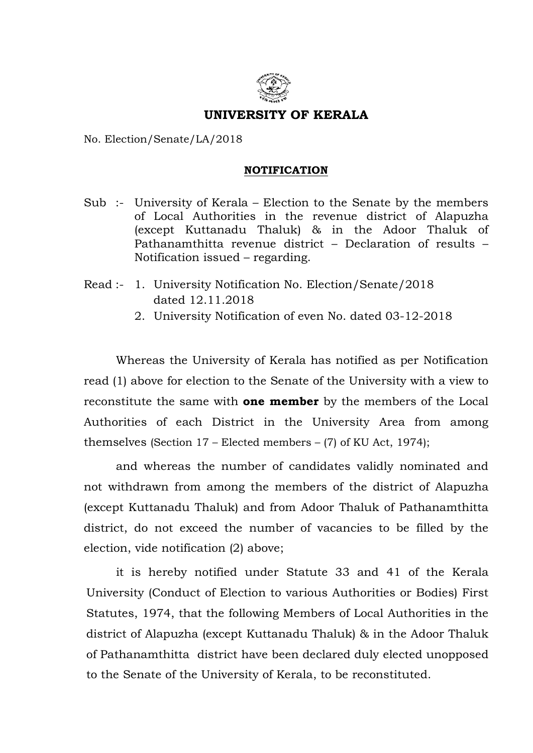# UNIVERSITY OF KERALA

No. Election/Senate/LA/2018

## NOTIFICATION

Sub :- University of Kerala – Election to the Senate by the members of Local Authorities in the revenue district of Alapuzha (except Kuttanadu Thaluk) & in the Adoor Thaluk of Pathanamthitta revenue district – Declaration of results – Notification issued – regarding.

Read :- 1. University Notification No. Election/Senate/2018 dated 12.11.2018
2. University Notification of even No. dated 03-12-2018

Whereas the University of Kerala has notified as per Notification read (1) above for election to the Senate of the University with a view to reconstitute the same with **one member** by the members of the Local Authorities of each District in the University Area from among themselves (Section 17 – Elected members – (7) of KU Act, 1974);

and whereas the number of candidates validly nominated and not withdrawn from among the members of the district of Alapuzha (except Kuttanadu Thaluk) and from Adoor Thaluk of Pathanamthitta district, do not exceed the number of vacancies to be filled by the election, vide notification (2) above;

it is hereby notified under Statute 33 and 41 of the Kerala University (Conduct of Election to various Authorities or Bodies) First Statutes, 1974, that the following Members of Local Authorities in the district of Alapuzha (except Kuttanadu Thaluk) & in the Adoor Thaluk of Pathanamthitta district have been declared duly elected unopposed to the Senate of the University of Kerala, to be reconstituted.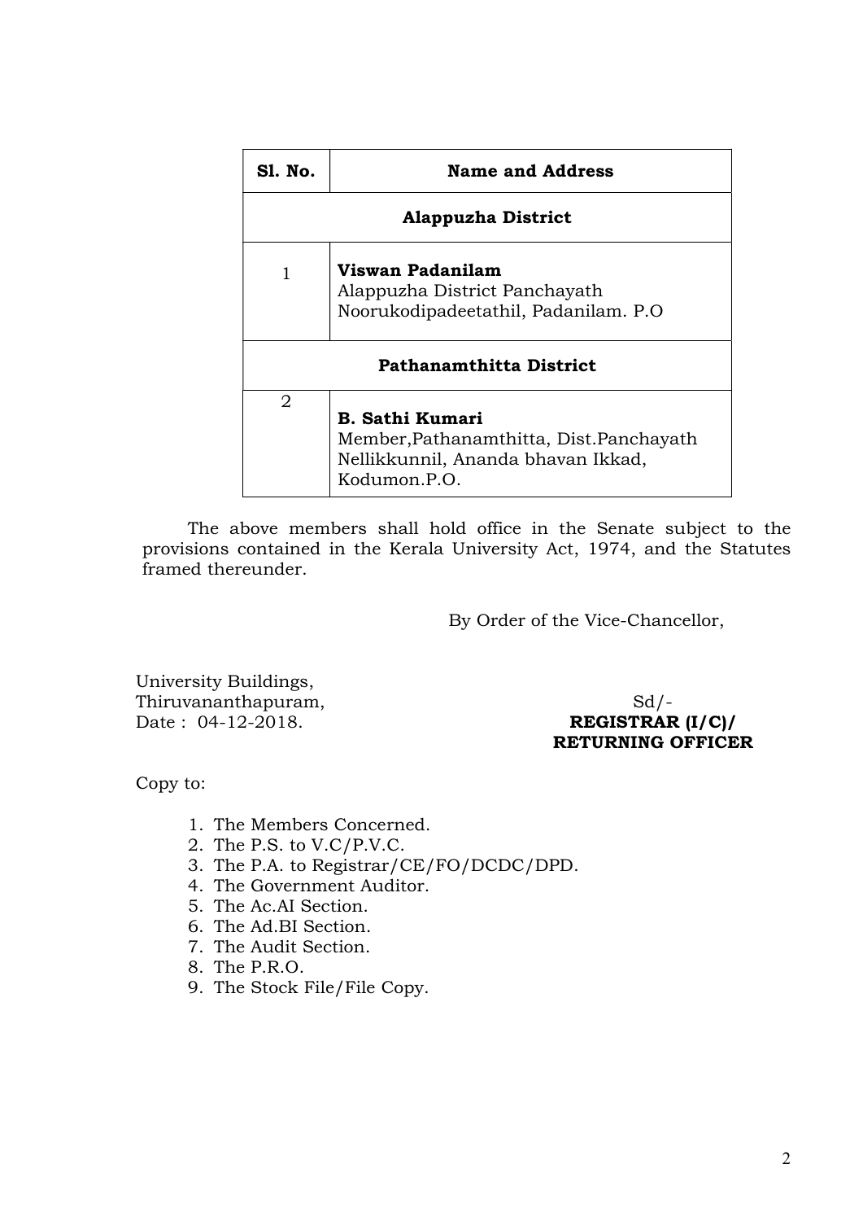| Sl. No. | Name and Address |
| --- | --- |
| **Alappuzha District** | |
| 1 | **Viswan Padanilam**<br>Alappuzha District Panchayath<br>Noorukodipadeetathil, Padanilam. P.O |
| **Pathanamthitta District** | |
| 2 | **B. Sathi Kumari**<br>Member,Pathanamthitta, Dist.Panchayath<br>Nellikkunnil, Ananda bhavan Ikkad,<br>Kodumon.P.O. |

The above members shall hold office in the Senate subject to the provisions contained in the Kerala University Act, 1974, and the Statutes framed thereunder.

By Order of the Vice-Chancellor,

University Buildings,
Thiruvananthapuram,
Date : 04-12-2018.

Sd/-
**REGISTRAR (I/C)/**
**RETURNING OFFICER**

Copy to:

1. The Members Concerned.
2. The P.S. to V.C/P.V.C.
3. The P.A. to Registrar/CE/FO/DCDC/DPD.
4. The Government Auditor.
5. The Ac.AI Section.
6. The Ad.BI Section.
7. The Audit Section.
8. The P.R.O.
9. The Stock File/File Copy.